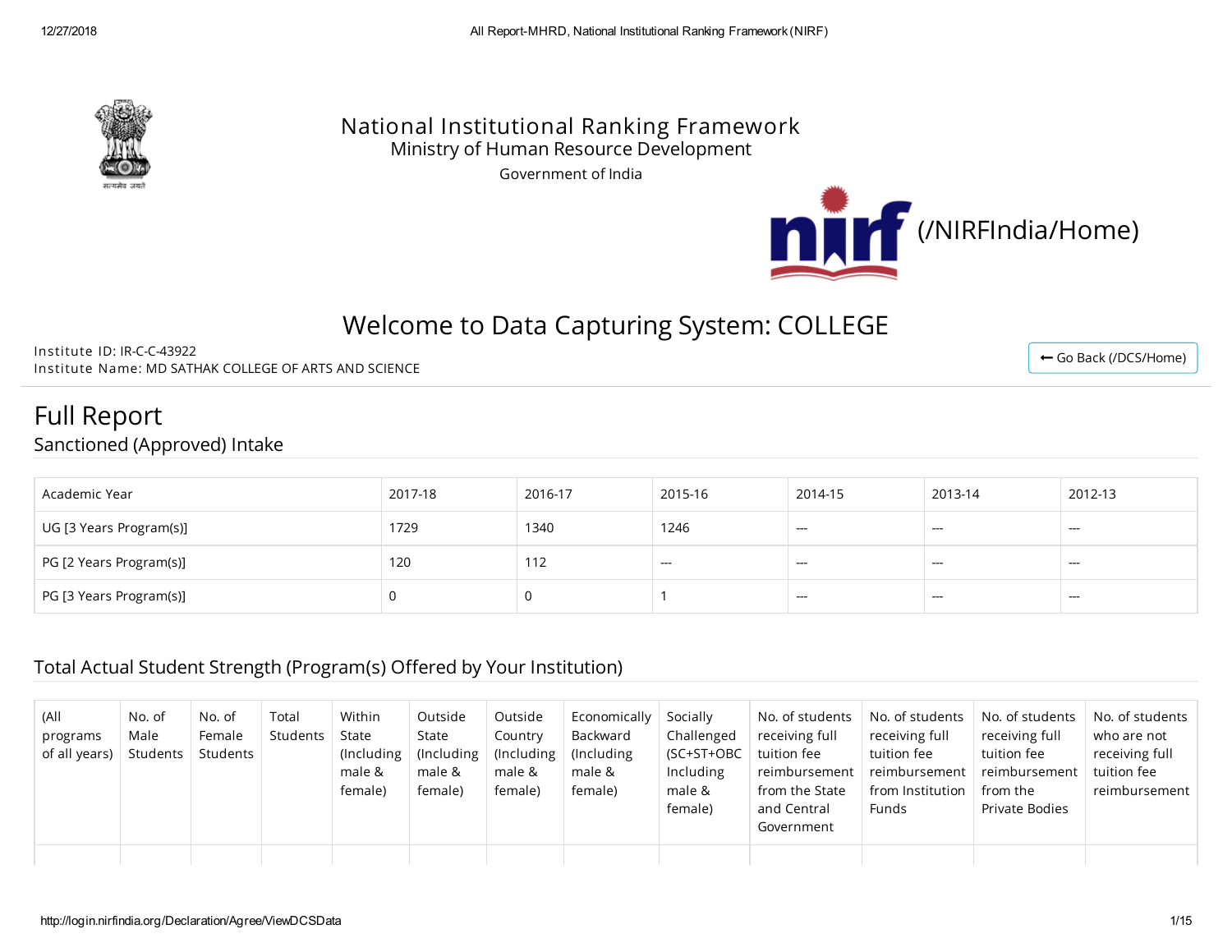# National Institutional Ranking Framework

Ministry of Human Resource Development

Government of India

(/NIRFIndia/Home)

## Welcome to Data Capturing System: COLLEGE

Institute ID: IR-C-C-43922

Institute Name: MD SATHAK COLLEGE OF ARTS AND SCIENCE

← Go Back (/DCS/Home)

# Full Report

## Sanctioned (Approved) Intake

| Academic Year | 2017-18 | 2016-17 | 2015-16 | 2014-15 | 2013-14 | 2012-13 |
|---|---|---|---|---|---|---|
| UG [3 Years Program(s)] | 1729 | 1340 | 1246 | --- | --- | --- |
| PG [2 Years Program(s)] | 120 | 112 | --- | --- | --- | --- |
| PG [3 Years Program(s)] | 0 | 0 | 1 | --- | --- | --- |

## Total Actual Student Strength (Program(s) Offered by Your Institution)

| (All programs of all years) | No. of Male Students | No. of Female Students | Total Students | Within State (Including male & female) | Outside State (Including male & female) | Outside Country (Including male & female) | Economically Backward (Including male & female) | Socially Challenged (SC+ST+OBC Including male & female) | No. of students receiving full tuition fee reimbursement from the State and Central Government | No. of students receiving full tuition fee reimbursement from Institution Funds | No. of students receiving full tuition fee reimbursement from the Private Bodies | No. of students who are not receiving full tuition fee reimbursement |
|---|---|---|---|---|---|---|---|---|---|---|---|---|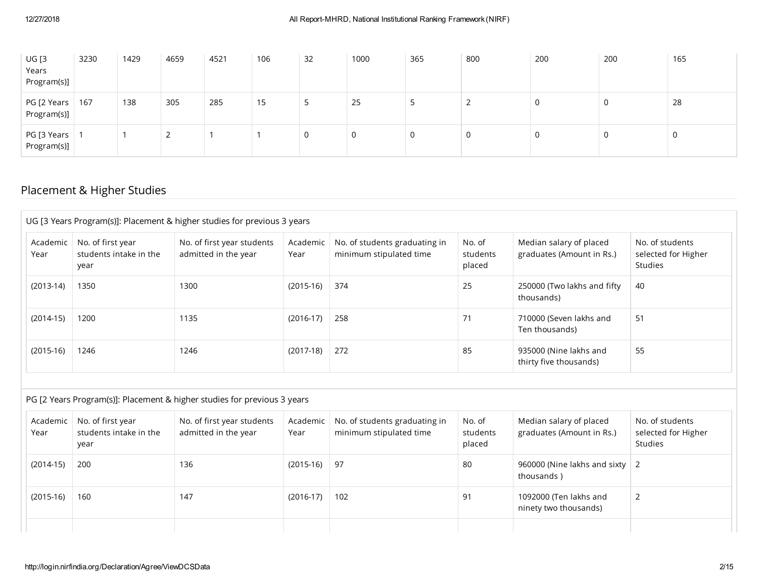| UG [3 Years Program(s)] | 3230 | 1429 | 4659 | 4521 | 106 | 32 | 1000 | 365 | 800 | 200 | 200 | 165 |
|---|---|---|---|---|---|---|---|---|---|---|---|---|
| PG [2 Years Program(s)] | 167 | 138 | 305 | 285 | 15 | 5 | 25 | 5 | 2 | 0 | 0 | 28 |
| PG [3 Years Program(s)] | 1 | 1 | 2 | 1 | 1 | 0 | 0 | 0 | 0 | 0 | 0 | 0 |

## Placement & Higher Studies

UG [3 Years Program(s)]: Placement & higher studies for previous 3 years

| Academic Year | No. of first year students intake in the year | No. of first year students admitted in the year | Academic Year | No. of students graduating in minimum stipulated time | No. of students placed | Median salary of placed graduates (Amount in Rs.) | No. of students selected for Higher Studies |
|---|---|---|---|---|---|---|---|
| (2013-14) | 1350 | 1300 | (2015-16) | 374 | 25 | 250000 (Two lakhs and fifty thousands) | 40 |
| (2014-15) | 1200 | 1135 | (2016-17) | 258 | 71 | 710000 (Seven lakhs and Ten thousands) | 51 |
| (2015-16) | 1246 | 1246 | (2017-18) | 272 | 85 | 935000 (Nine lakhs and thirty five thousands) | 55 |

PG [2 Years Program(s)]: Placement & higher studies for previous 3 years

| Academic Year | No. of first year students intake in the year | No. of first year students admitted in the year | Academic Year | No. of students graduating in minimum stipulated time | No. of students placed | Median salary of placed graduates (Amount in Rs.) | No. of students selected for Higher Studies |
|---|---|---|---|---|---|---|---|
| (2014-15) | 200 | 136 | (2015-16) | 97 | 80 | 960000 (Nine lakhs and sixty thousands ) | 2 |
| (2015-16) | 160 | 147 | (2016-17) | 102 | 91 | 1092000 (Ten lakhs and ninety two thousands) | 2 |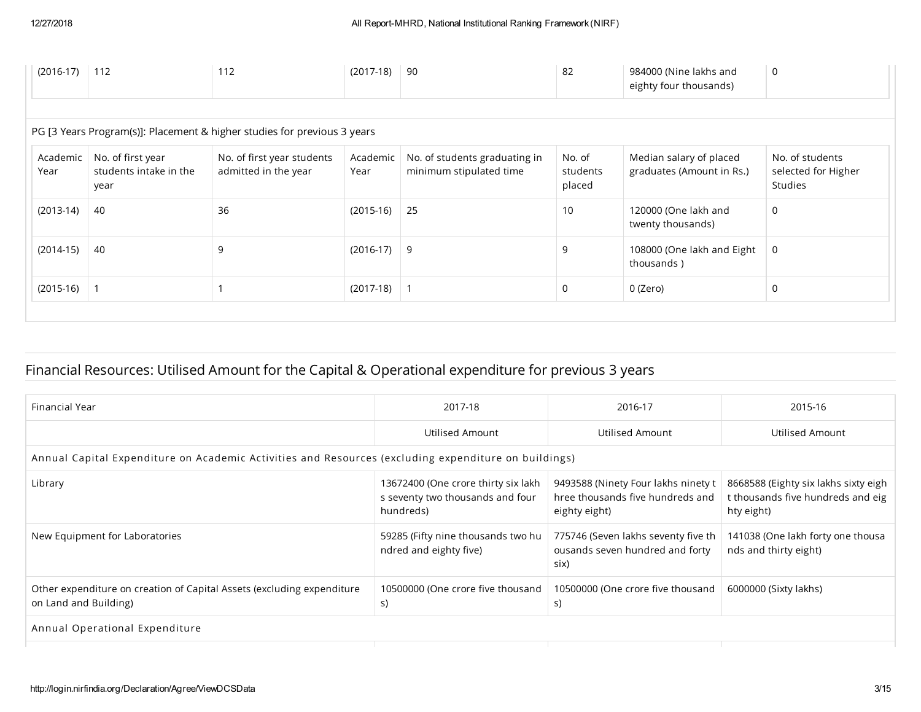| (2016-17) | 112 | 112 | (2017-18) | 90 | 82 | 984000 (Nine lakhs and eighty four thousands) | 0 |
|---|---|---|---|---|---|---|---|

PG [3 Years Program(s)]: Placement & higher studies for previous 3 years

| Academic Year | No. of first year students intake in the year | No. of first year students admitted in the year | Academic Year | No. of students graduating in minimum stipulated time | No. of students placed | Median salary of placed graduates (Amount in Rs.) | No. of students selected for Higher Studies |
|---|---|---|---|---|---|---|---|
| (2013-14) | 40 | 36 | (2015-16) | 25 | 10 | 120000 (One lakh and twenty thousands) | 0 |
| (2014-15) | 40 | 9 | (2016-17) | 9 | 9 | 108000 (One lakh and Eight thousands ) | 0 |
| (2015-16) | 1 | 1 | (2017-18) | 1 | 0 | 0 (Zero) | 0 |

## Financial Resources: Utilised Amount for the Capital & Operational expenditure for previous 3 years

| Financial Year | 2017-18 | 2016-17 | 2015-16 |
|---|---|---|---|
| | Utilised Amount | Utilised Amount | Utilised Amount |
| Annual Capital Expenditure on Academic Activities and Resources (excluding expenditure on buildings) | | | |
| Library | 13672400 (One crore thirty six lakhs seventy two thousands and four hundreds) | 9493588 (Ninety Four lakhs ninety three thousands five hundreds and eighty eight) | 8668588 (Eighty six lakhs sixty eight thousands five hundreds and eighty eight) |
| New Equipment for Laboratories | 59285 (Fifty nine thousands two hundred and eighty five) | 775746 (Seven lakhs seventy five thousands seven hundred and forty six) | 141038 (One lakh forty one thousands and thirty eight) |
| Other expenditure on creation of Capital Assets (excluding expenditure on Land and Building) | 10500000 (One crore five thousands) | 10500000 (One crore five thousands) | 6000000 (Sixty lakhs) |
| Annual Operational Expenditure | | | |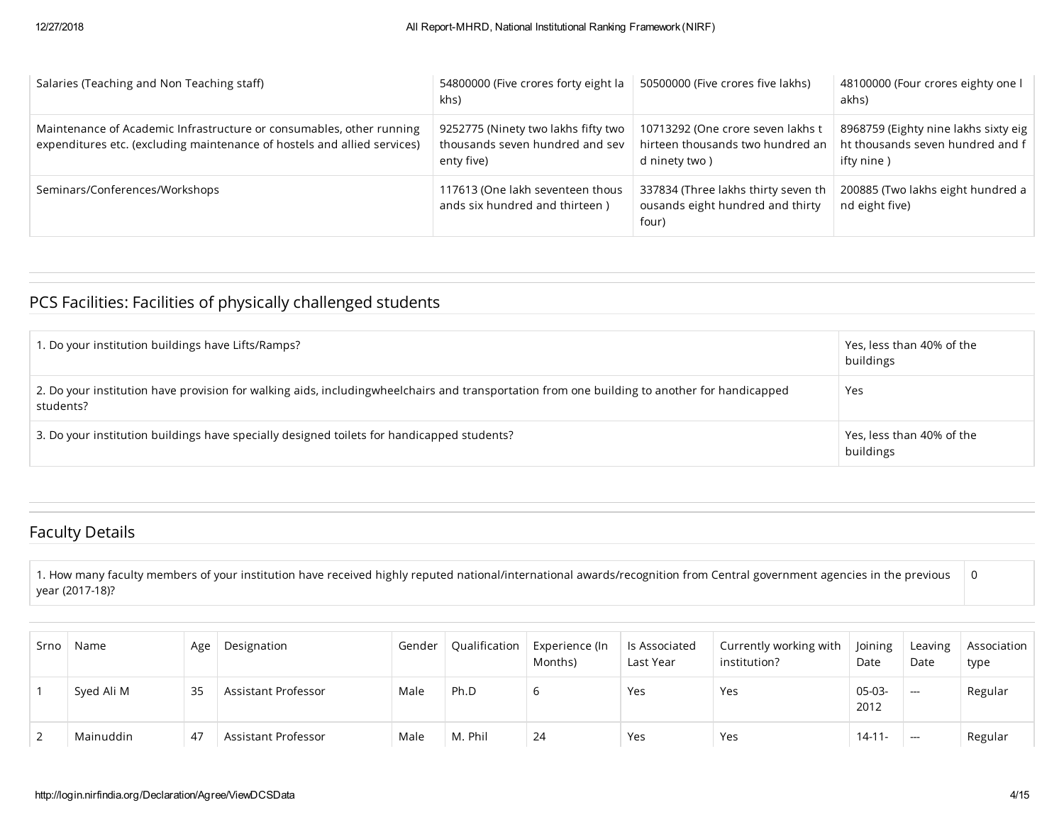| | | | |
|---|---|---|---|
| Salaries (Teaching and Non Teaching staff) | 54800000 (Five crores forty eight lakhs) | 50500000 (Five crores five lakhs) | 48100000 (Four crores eighty one lakhs) |
| Maintenance of Academic Infrastructure or consumables, other running expenditures etc. (excluding maintenance of hostels and allied services) | 9252775 (Ninety two lakhs fifty two thousands seven hundred and seventy five) | 10713292 (One crore seven lakhs thirteen thousands two hundred and ninety two ) | 8968759 (Eighty nine lakhs sixty eight thousands seven hundred and fifty nine ) |
| Seminars/Conferences/Workshops | 117613 (One lakh seventeen thousands six hundred and thirteen ) | 337834 (Three lakhs thirty seven thousands eight hundred and thirty four) | 200885 (Two lakhs eight hundred and eight five) |

## PCS Facilities: Facilities of physically challenged students

| | |
|---|---|
| 1. Do your institution buildings have Lifts/Ramps? | Yes, less than 40% of the buildings |
| 2. Do your institution have provision for walking aids, includingwheelchairs and transportation from one building to another for handicapped students? | Yes |
| 3. Do your institution buildings have specially designed toilets for handicapped students? | Yes, less than 40% of the buildings |

## Faculty Details

| | |
|---|---|
| 1. How many faculty members of your institution have received highly reputed national/international awards/recognition from Central government agencies in the previous year (2017-18)? | 0 |

| Srno | Name | Age | Designation | Gender | Qualification | Experience (In Months) | Is Associated Last Year | Currently working with institution? | Joining Date | Leaving Date | Association type |
|---|---|---|---|---|---|---|---|---|---|---|---|
| 1 | Syed Ali M | 35 | Assistant Professor | Male | Ph.D | 6 | Yes | Yes | 05-03-2012 | --- | Regular |
| 2 | Mainuddin | 47 | Assistant Professor | Male | M. Phil | 24 | Yes | Yes | 14-11- | --- | Regular |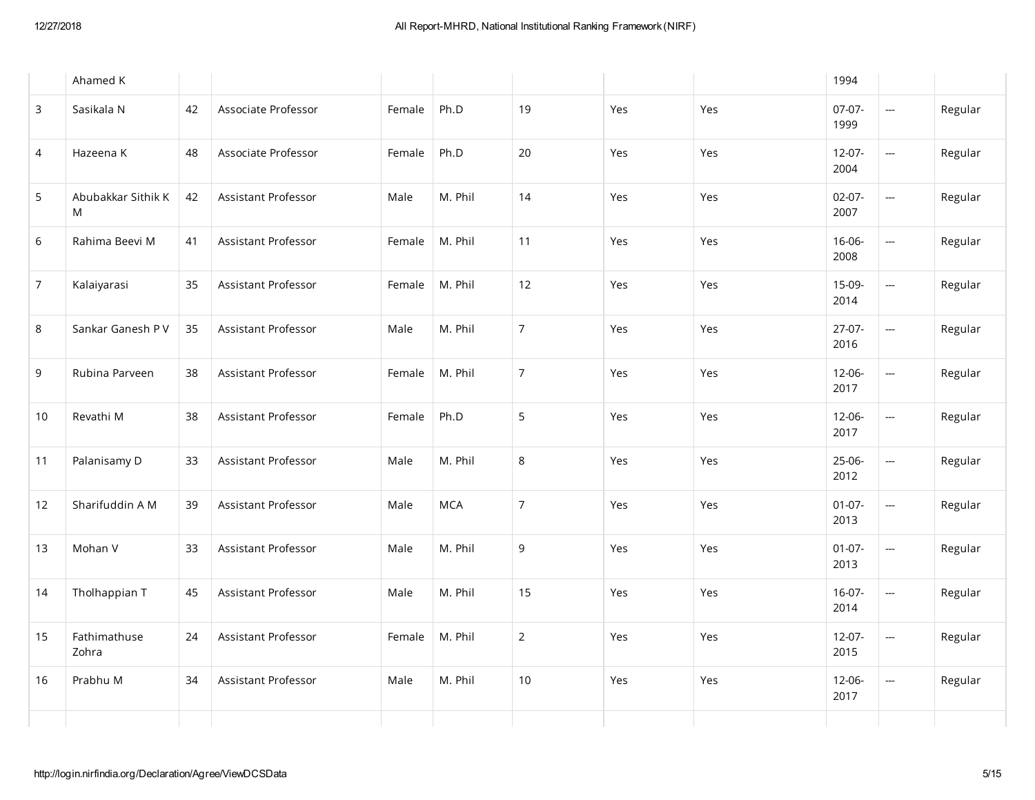|  |  |  |  |  |  |  |  |  |  |  |  |
|---|---|---|---|---|---|---|---|---|---|---|---|
|  | Ahamed K |  |  |  |  |  |  |  | 1994 |  |  |
| 3 | Sasikala N | 42 | Associate Professor | Female | Ph.D | 19 | Yes | Yes | 07-07-1999 | --- | Regular |
| 4 | Hazeena K | 48 | Associate Professor | Female | Ph.D | 20 | Yes | Yes | 12-07-2004 | --- | Regular |
| 5 | Abubakkar Sithik K M | 42 | Assistant Professor | Male | M. Phil | 14 | Yes | Yes | 02-07-2007 | --- | Regular |
| 6 | Rahima Beevi M | 41 | Assistant Professor | Female | M. Phil | 11 | Yes | Yes | 16-06-2008 | --- | Regular |
| 7 | Kalaiyarasi | 35 | Assistant Professor | Female | M. Phil | 12 | Yes | Yes | 15-09-2014 | --- | Regular |
| 8 | Sankar Ganesh P V | 35 | Assistant Professor | Male | M. Phil | 7 | Yes | Yes | 27-07-2016 | --- | Regular |
| 9 | Rubina Parveen | 38 | Assistant Professor | Female | M. Phil | 7 | Yes | Yes | 12-06-2017 | --- | Regular |
| 10 | Revathi M | 38 | Assistant Professor | Female | Ph.D | 5 | Yes | Yes | 12-06-2017 | --- | Regular |
| 11 | Palanisamy D | 33 | Assistant Professor | Male | M. Phil | 8 | Yes | Yes | 25-06-2012 | --- | Regular |
| 12 | Sharifuddin A M | 39 | Assistant Professor | Male | MCA | 7 | Yes | Yes | 01-07-2013 | --- | Regular |
| 13 | Mohan V | 33 | Assistant Professor | Male | M. Phil | 9 | Yes | Yes | 01-07-2013 | --- | Regular |
| 14 | Tholhappian T | 45 | Assistant Professor | Male | M. Phil | 15 | Yes | Yes | 16-07-2014 | --- | Regular |
| 15 | Fathimathuse Zohra | 24 | Assistant Professor | Female | M. Phil | 2 | Yes | Yes | 12-07-2015 | --- | Regular |
| 16 | Prabhu M | 34 | Assistant Professor | Male | M. Phil | 10 | Yes | Yes | 12-06-2017 | --- | Regular |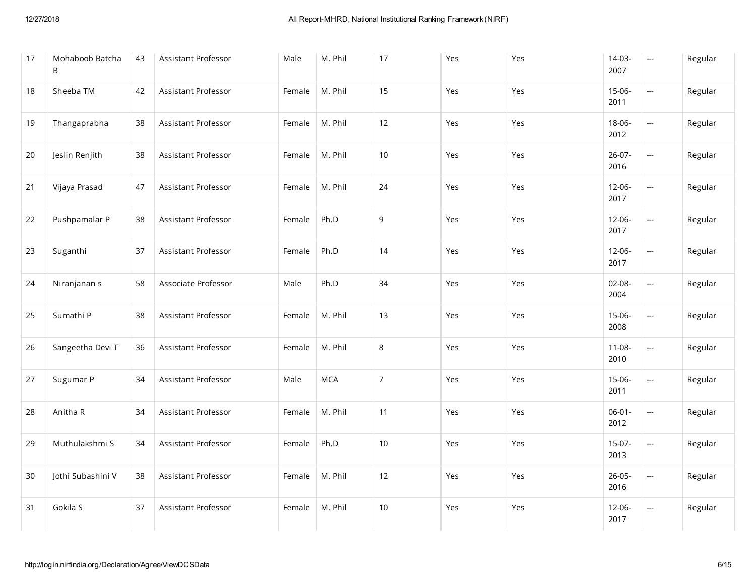| | | | | | | | | | | | |
|---|---|---|---|---|---|---|---|---|---|---|---|
| 17 | Mohaboob Batcha B | 43 | Assistant Professor | Male | M. Phil | 17 | Yes | Yes | 14-03-2007 | --- | Regular |
| 18 | Sheeba TM | 42 | Assistant Professor | Female | M. Phil | 15 | Yes | Yes | 15-06-2011 | --- | Regular |
| 19 | Thangaprabha | 38 | Assistant Professor | Female | M. Phil | 12 | Yes | Yes | 18-06-2012 | --- | Regular |
| 20 | Jeslin Renjith | 38 | Assistant Professor | Female | M. Phil | 10 | Yes | Yes | 26-07-2016 | --- | Regular |
| 21 | Vijaya Prasad | 47 | Assistant Professor | Female | M. Phil | 24 | Yes | Yes | 12-06-2017 | --- | Regular |
| 22 | Pushpamalar P | 38 | Assistant Professor | Female | Ph.D | 9 | Yes | Yes | 12-06-2017 | --- | Regular |
| 23 | Suganthi | 37 | Assistant Professor | Female | Ph.D | 14 | Yes | Yes | 12-06-2017 | --- | Regular |
| 24 | Niranjanan s | 58 | Associate Professor | Male | Ph.D | 34 | Yes | Yes | 02-08-2004 | --- | Regular |
| 25 | Sumathi P | 38 | Assistant Professor | Female | M. Phil | 13 | Yes | Yes | 15-06-2008 | --- | Regular |
| 26 | Sangeetha Devi T | 36 | Assistant Professor | Female | M. Phil | 8 | Yes | Yes | 11-08-2010 | --- | Regular |
| 27 | Sugumar P | 34 | Assistant Professor | Male | MCA | 7 | Yes | Yes | 15-06-2011 | --- | Regular |
| 28 | Anitha R | 34 | Assistant Professor | Female | M. Phil | 11 | Yes | Yes | 06-01-2012 | --- | Regular |
| 29 | Muthulakshmi S | 34 | Assistant Professor | Female | Ph.D | 10 | Yes | Yes | 15-07-2013 | --- | Regular |
| 30 | Jothi Subashini V | 38 | Assistant Professor | Female | M. Phil | 12 | Yes | Yes | 26-05-2016 | --- | Regular |
| 31 | Gokila S | 37 | Assistant Professor | Female | M. Phil | 10 | Yes | Yes | 12-06-2017 | --- | Regular |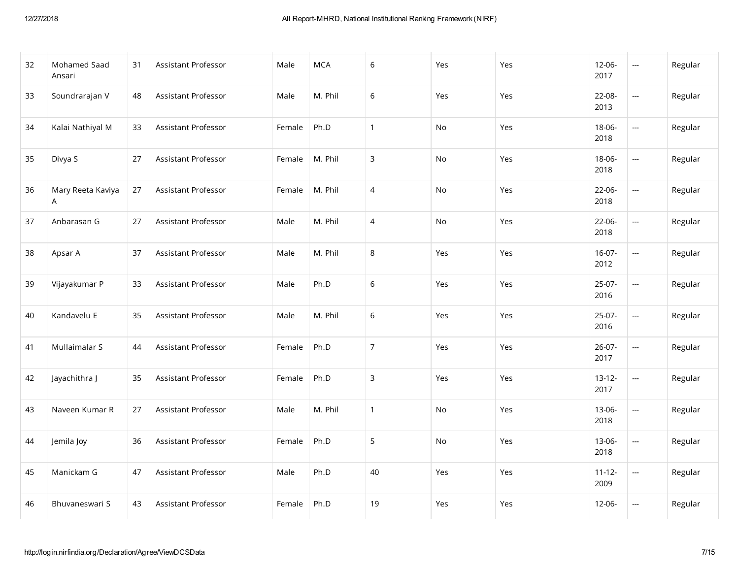| | | | | | | | | | | | |
|---|---|---|---|---|---|---|---|---|---|---|---|
| 32 | Mohamed Saad Ansari | 31 | Assistant Professor | Male | MCA | 6 | Yes | Yes | 12-06-2017 | --- | Regular |
| 33 | Soundrarajan V | 48 | Assistant Professor | Male | M. Phil | 6 | Yes | Yes | 22-08-2013 | --- | Regular |
| 34 | Kalai Nathiyal M | 33 | Assistant Professor | Female | Ph.D | 1 | No | Yes | 18-06-2018 | --- | Regular |
| 35 | Divya S | 27 | Assistant Professor | Female | M. Phil | 3 | No | Yes | 18-06-2018 | --- | Regular |
| 36 | Mary Reeta Kaviya A | 27 | Assistant Professor | Female | M. Phil | 4 | No | Yes | 22-06-2018 | --- | Regular |
| 37 | Anbarasan G | 27 | Assistant Professor | Male | M. Phil | 4 | No | Yes | 22-06-2018 | --- | Regular |
| 38 | Apsar A | 37 | Assistant Professor | Male | M. Phil | 8 | Yes | Yes | 16-07-2012 | --- | Regular |
| 39 | Vijayakumar P | 33 | Assistant Professor | Male | Ph.D | 6 | Yes | Yes | 25-07-2016 | --- | Regular |
| 40 | Kandavelu E | 35 | Assistant Professor | Male | M. Phil | 6 | Yes | Yes | 25-07-2016 | --- | Regular |
| 41 | Mullaimalar S | 44 | Assistant Professor | Female | Ph.D | 7 | Yes | Yes | 26-07-2017 | --- | Regular |
| 42 | Jayachithra J | 35 | Assistant Professor | Female | Ph.D | 3 | Yes | Yes | 13-12-2017 | --- | Regular |
| 43 | Naveen Kumar R | 27 | Assistant Professor | Male | M. Phil | 1 | No | Yes | 13-06-2018 | --- | Regular |
| 44 | Jemila Joy | 36 | Assistant Professor | Female | Ph.D | 5 | No | Yes | 13-06-2018 | --- | Regular |
| 45 | Manickam G | 47 | Assistant Professor | Male | Ph.D | 40 | Yes | Yes | 11-12-2009 | --- | Regular |
| 46 | Bhuvaneswari S | 43 | Assistant Professor | Female | Ph.D | 19 | Yes | Yes | 12-06- | --- | Regular |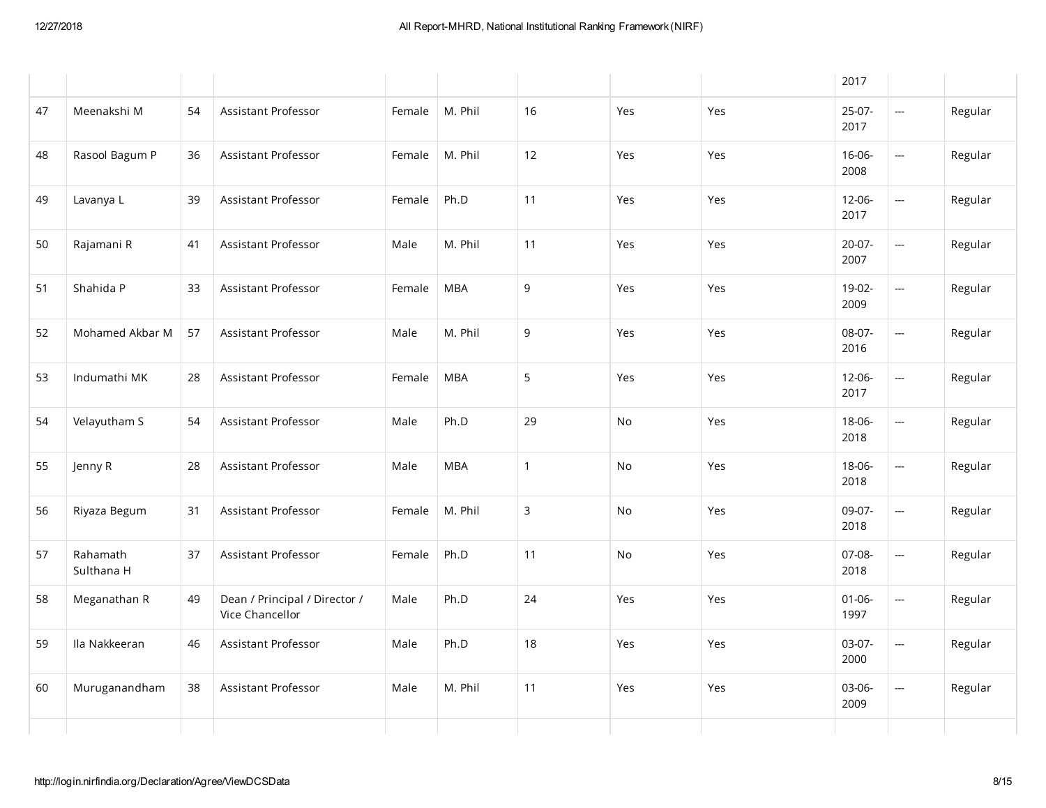| | | | | | | | | | 2017 | | |
|---|---|---|---|---|---|---|---|---|---|---|---|
| 47 | Meenakshi M | 54 | Assistant Professor | Female | M. Phil | 16 | Yes | Yes | 25-07-2017 | --- | Regular |
| 48 | Rasool Bagum P | 36 | Assistant Professor | Female | M. Phil | 12 | Yes | Yes | 16-06-2008 | --- | Regular |
| 49 | Lavanya L | 39 | Assistant Professor | Female | Ph.D | 11 | Yes | Yes | 12-06-2017 | --- | Regular |
| 50 | Rajamani R | 41 | Assistant Professor | Male | M. Phil | 11 | Yes | Yes | 20-07-2007 | --- | Regular |
| 51 | Shahida P | 33 | Assistant Professor | Female | MBA | 9 | Yes | Yes | 19-02-2009 | --- | Regular |
| 52 | Mohamed Akbar M | 57 | Assistant Professor | Male | M. Phil | 9 | Yes | Yes | 08-07-2016 | --- | Regular |
| 53 | Indumathi MK | 28 | Assistant Professor | Female | MBA | 5 | Yes | Yes | 12-06-2017 | --- | Regular |
| 54 | Velayutham S | 54 | Assistant Professor | Male | Ph.D | 29 | No | Yes | 18-06-2018 | --- | Regular |
| 55 | Jenny R | 28 | Assistant Professor | Male | MBA | 1 | No | Yes | 18-06-2018 | --- | Regular |
| 56 | Riyaza Begum | 31 | Assistant Professor | Female | M. Phil | 3 | No | Yes | 09-07-2018 | --- | Regular |
| 57 | Rahamath Sulthana H | 37 | Assistant Professor | Female | Ph.D | 11 | No | Yes | 07-08-2018 | --- | Regular |
| 58 | Meganathan R | 49 | Dean / Principal / Director / Vice Chancellor | Male | Ph.D | 24 | Yes | Yes | 01-06-1997 | --- | Regular |
| 59 | Ila Nakkeeran | 46 | Assistant Professor | Male | Ph.D | 18 | Yes | Yes | 03-07-2000 | --- | Regular |
| 60 | Muruganandham | 38 | Assistant Professor | Male | M. Phil | 11 | Yes | Yes | 03-06-2009 | --- | Regular |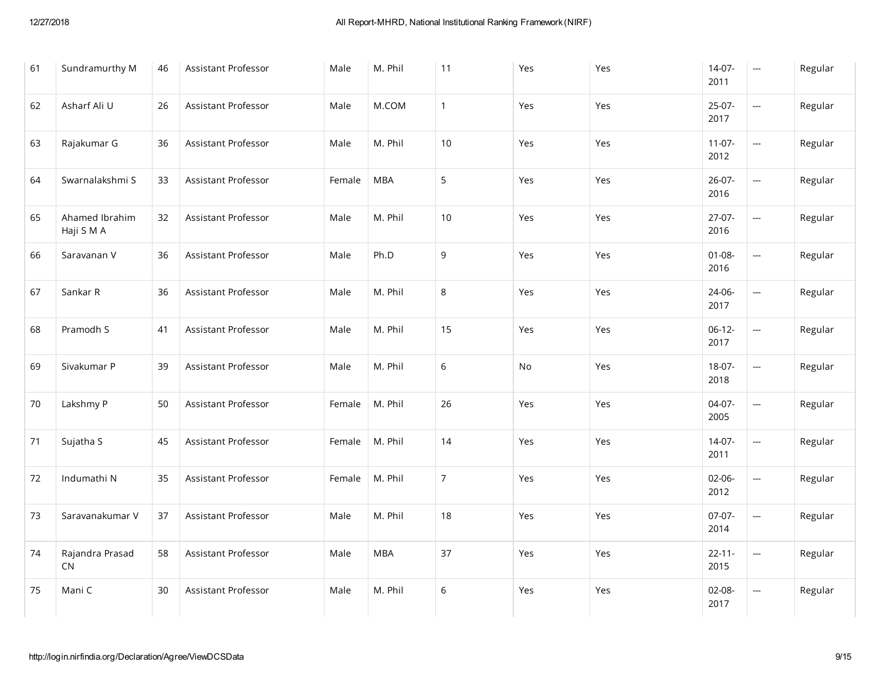| 61 | Sundramurthy M | 46 | Assistant Professor | Male | M. Phil | 11 | Yes | Yes | 14-07-2011 | --- | Regular |
|---|---|---|---|---|---|---|---|---|---|---|---|
| 62 | Asharf Ali U | 26 | Assistant Professor | Male | M.COM | 1 | Yes | Yes | 25-07-2017 | --- | Regular |
| 63 | Rajakumar G | 36 | Assistant Professor | Male | M. Phil | 10 | Yes | Yes | 11-07-2012 | --- | Regular |
| 64 | Swarnalakshmi S | 33 | Assistant Professor | Female | MBA | 5 | Yes | Yes | 26-07-2016 | --- | Regular |
| 65 | Ahamed Ibrahim Haji S M A | 32 | Assistant Professor | Male | M. Phil | 10 | Yes | Yes | 27-07-2016 | --- | Regular |
| 66 | Saravanan V | 36 | Assistant Professor | Male | Ph.D | 9 | Yes | Yes | 01-08-2016 | --- | Regular |
| 67 | Sankar R | 36 | Assistant Professor | Male | M. Phil | 8 | Yes | Yes | 24-06-2017 | --- | Regular |
| 68 | Pramodh S | 41 | Assistant Professor | Male | M. Phil | 15 | Yes | Yes | 06-12-2017 | --- | Regular |
| 69 | Sivakumar P | 39 | Assistant Professor | Male | M. Phil | 6 | No | Yes | 18-07-2018 | --- | Regular |
| 70 | Lakshmy P | 50 | Assistant Professor | Female | M. Phil | 26 | Yes | Yes | 04-07-2005 | --- | Regular |
| 71 | Sujatha S | 45 | Assistant Professor | Female | M. Phil | 14 | Yes | Yes | 14-07-2011 | --- | Regular |
| 72 | Indumathi N | 35 | Assistant Professor | Female | M. Phil | 7 | Yes | Yes | 02-06-2012 | --- | Regular |
| 73 | Saravanakumar V | 37 | Assistant Professor | Male | M. Phil | 18 | Yes | Yes | 07-07-2014 | --- | Regular |
| 74 | Rajandra Prasad CN | 58 | Assistant Professor | Male | MBA | 37 | Yes | Yes | 22-11-2015 | --- | Regular |
| 75 | Mani C | 30 | Assistant Professor | Male | M. Phil | 6 | Yes | Yes | 02-08-2017 | --- | Regular |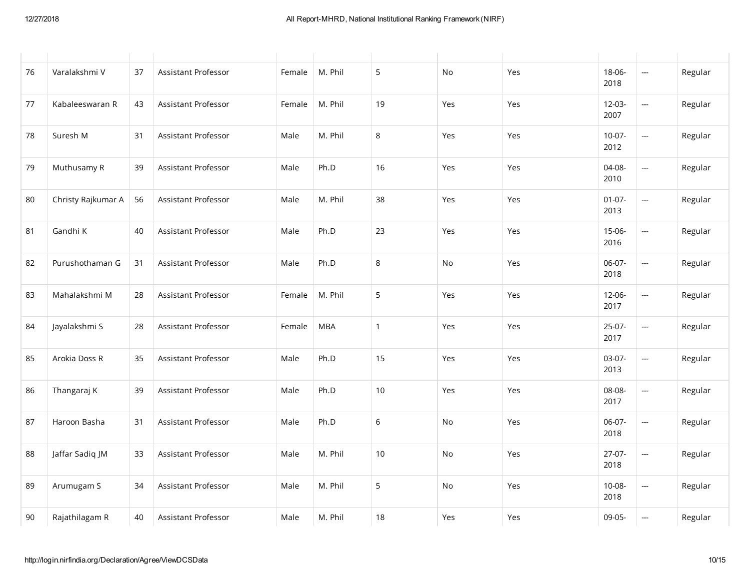| | | | | | | | | | | | |
|---|---|---|---|---|---|---|---|---|---|---|---|
| 76 | Varalakshmi V | 37 | Assistant Professor | Female | M. Phil | 5 | No | Yes | 18-06-2018 | --- | Regular |
| 77 | Kabaleeswaran R | 43 | Assistant Professor | Female | M. Phil | 19 | Yes | Yes | 12-03-2007 | --- | Regular |
| 78 | Suresh M | 31 | Assistant Professor | Male | M. Phil | 8 | Yes | Yes | 10-07-2012 | --- | Regular |
| 79 | Muthusamy R | 39 | Assistant Professor | Male | Ph.D | 16 | Yes | Yes | 04-08-2010 | --- | Regular |
| 80 | Christy Rajkumar A | 56 | Assistant Professor | Male | M. Phil | 38 | Yes | Yes | 01-07-2013 | --- | Regular |
| 81 | Gandhi K | 40 | Assistant Professor | Male | Ph.D | 23 | Yes | Yes | 15-06-2016 | --- | Regular |
| 82 | Purushothaman G | 31 | Assistant Professor | Male | Ph.D | 8 | No | Yes | 06-07-2018 | --- | Regular |
| 83 | Mahalakshmi M | 28 | Assistant Professor | Female | M. Phil | 5 | Yes | Yes | 12-06-2017 | --- | Regular |
| 84 | Jayalakshmi S | 28 | Assistant Professor | Female | MBA | 1 | Yes | Yes | 25-07-2017 | --- | Regular |
| 85 | Arokia Doss R | 35 | Assistant Professor | Male | Ph.D | 15 | Yes | Yes | 03-07-2013 | --- | Regular |
| 86 | Thangaraj K | 39 | Assistant Professor | Male | Ph.D | 10 | Yes | Yes | 08-08-2017 | --- | Regular |
| 87 | Haroon Basha | 31 | Assistant Professor | Male | Ph.D | 6 | No | Yes | 06-07-2018 | --- | Regular |
| 88 | Jaffar Sadiq JM | 33 | Assistant Professor | Male | M. Phil | 10 | No | Yes | 27-07-2018 | --- | Regular |
| 89 | Arumugam S | 34 | Assistant Professor | Male | M. Phil | 5 | No | Yes | 10-08-2018 | --- | Regular |
| 90 | Rajathilagam R | 40 | Assistant Professor | Male | M. Phil | 18 | Yes | Yes | 09-05- | --- | Regular |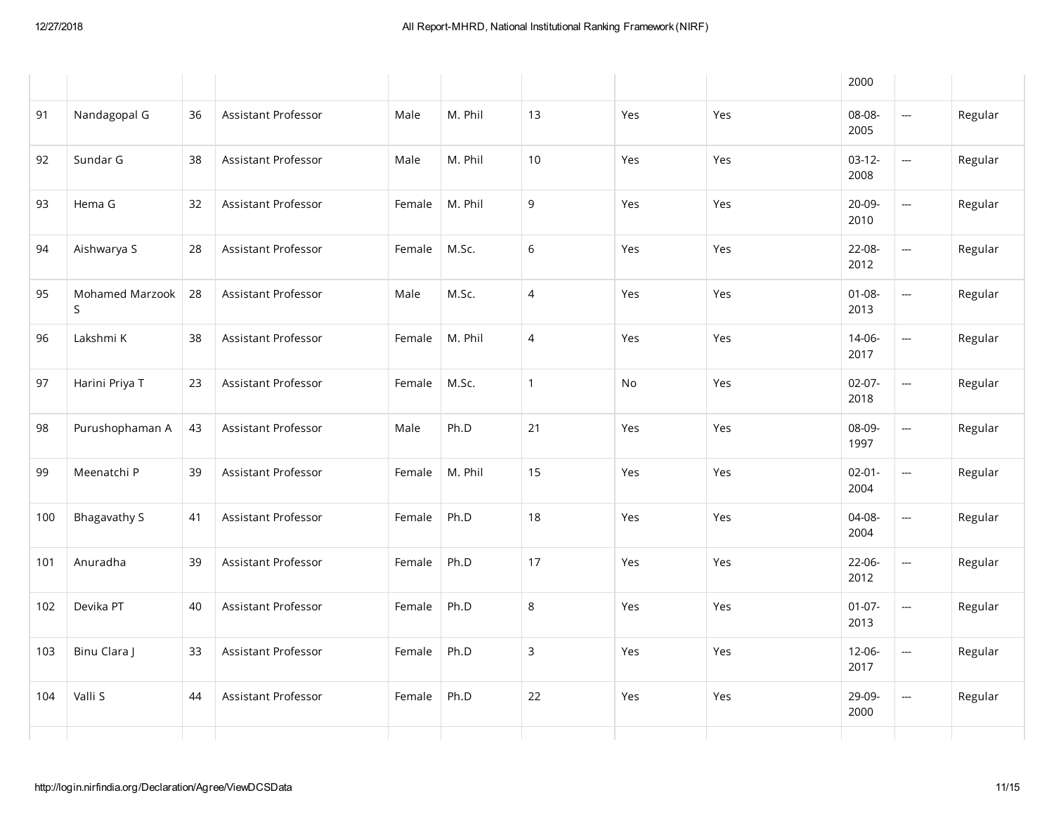| | | | | | | | | | 2000 | | |
|---|---|---|---|---|---|---|---|---|---|---|---|
| 91 | Nandagopal G | 36 | Assistant Professor | Male | M. Phil | 13 | Yes | Yes | 08-08-2005 | --- | Regular |
| 92 | Sundar G | 38 | Assistant Professor | Male | M. Phil | 10 | Yes | Yes | 03-12-2008 | --- | Regular |
| 93 | Hema G | 32 | Assistant Professor | Female | M. Phil | 9 | Yes | Yes | 20-09-2010 | --- | Regular |
| 94 | Aishwarya S | 28 | Assistant Professor | Female | M.Sc. | 6 | Yes | Yes | 22-08-2012 | --- | Regular |
| 95 | Mohamed Marzook S | 28 | Assistant Professor | Male | M.Sc. | 4 | Yes | Yes | 01-08-2013 | --- | Regular |
| 96 | Lakshmi K | 38 | Assistant Professor | Female | M. Phil | 4 | Yes | Yes | 14-06-2017 | --- | Regular |
| 97 | Harini Priya T | 23 | Assistant Professor | Female | M.Sc. | 1 | No | Yes | 02-07-2018 | --- | Regular |
| 98 | Purushophaman A | 43 | Assistant Professor | Male | Ph.D | 21 | Yes | Yes | 08-09-1997 | --- | Regular |
| 99 | Meenatchi P | 39 | Assistant Professor | Female | M. Phil | 15 | Yes | Yes | 02-01-2004 | --- | Regular |
| 100 | Bhagavathy S | 41 | Assistant Professor | Female | Ph.D | 18 | Yes | Yes | 04-08-2004 | --- | Regular |
| 101 | Anuradha | 39 | Assistant Professor | Female | Ph.D | 17 | Yes | Yes | 22-06-2012 | --- | Regular |
| 102 | Devika PT | 40 | Assistant Professor | Female | Ph.D | 8 | Yes | Yes | 01-07-2013 | --- | Regular |
| 103 | Binu Clara J | 33 | Assistant Professor | Female | Ph.D | 3 | Yes | Yes | 12-06-2017 | --- | Regular |
| 104 | Valli S | 44 | Assistant Professor | Female | Ph.D | 22 | Yes | Yes | 29-09-2000 | --- | Regular |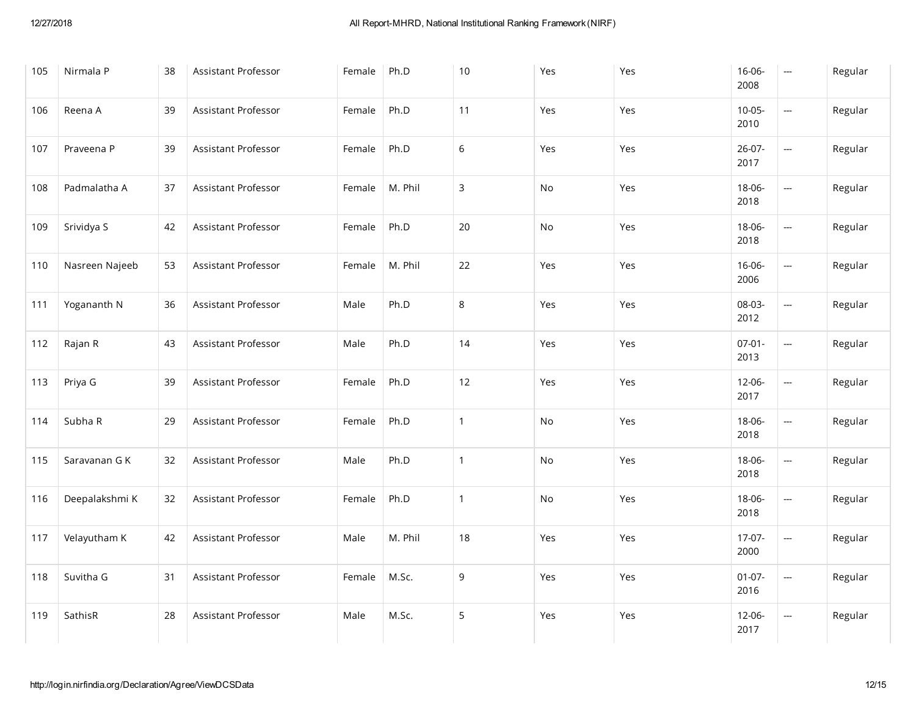| | | | | | | | | | | | |
|---|---|---|---|---|---|---|---|---|---|---|---|
| 105 | Nirmala P | 38 | Assistant Professor | Female | Ph.D | 10 | Yes | Yes | 16-06-2008 | --- | Regular |
| 106 | Reena A | 39 | Assistant Professor | Female | Ph.D | 11 | Yes | Yes | 10-05-2010 | --- | Regular |
| 107 | Praveena P | 39 | Assistant Professor | Female | Ph.D | 6 | Yes | Yes | 26-07-2017 | --- | Regular |
| 108 | Padmalatha A | 37 | Assistant Professor | Female | M. Phil | 3 | No | Yes | 18-06-2018 | --- | Regular |
| 109 | Srividya S | 42 | Assistant Professor | Female | Ph.D | 20 | No | Yes | 18-06-2018 | --- | Regular |
| 110 | Nasreen Najeeb | 53 | Assistant Professor | Female | M. Phil | 22 | Yes | Yes | 16-06-2006 | --- | Regular |
| 111 | Yogananth N | 36 | Assistant Professor | Male | Ph.D | 8 | Yes | Yes | 08-03-2012 | --- | Regular |
| 112 | Rajan R | 43 | Assistant Professor | Male | Ph.D | 14 | Yes | Yes | 07-01-2013 | --- | Regular |
| 113 | Priya G | 39 | Assistant Professor | Female | Ph.D | 12 | Yes | Yes | 12-06-2017 | --- | Regular |
| 114 | Subha R | 29 | Assistant Professor | Female | Ph.D | 1 | No | Yes | 18-06-2018 | --- | Regular |
| 115 | Saravanan G K | 32 | Assistant Professor | Male | Ph.D | 1 | No | Yes | 18-06-2018 | --- | Regular |
| 116 | Deepalakshmi K | 32 | Assistant Professor | Female | Ph.D | 1 | No | Yes | 18-06-2018 | --- | Regular |
| 117 | Velayutham K | 42 | Assistant Professor | Male | M. Phil | 18 | Yes | Yes | 17-07-2000 | --- | Regular |
| 118 | Suvitha G | 31 | Assistant Professor | Female | M.Sc. | 9 | Yes | Yes | 01-07-2016 | --- | Regular |
| 119 | SathisR | 28 | Assistant Professor | Male | M.Sc. | 5 | Yes | Yes | 12-06-2017 | --- | Regular |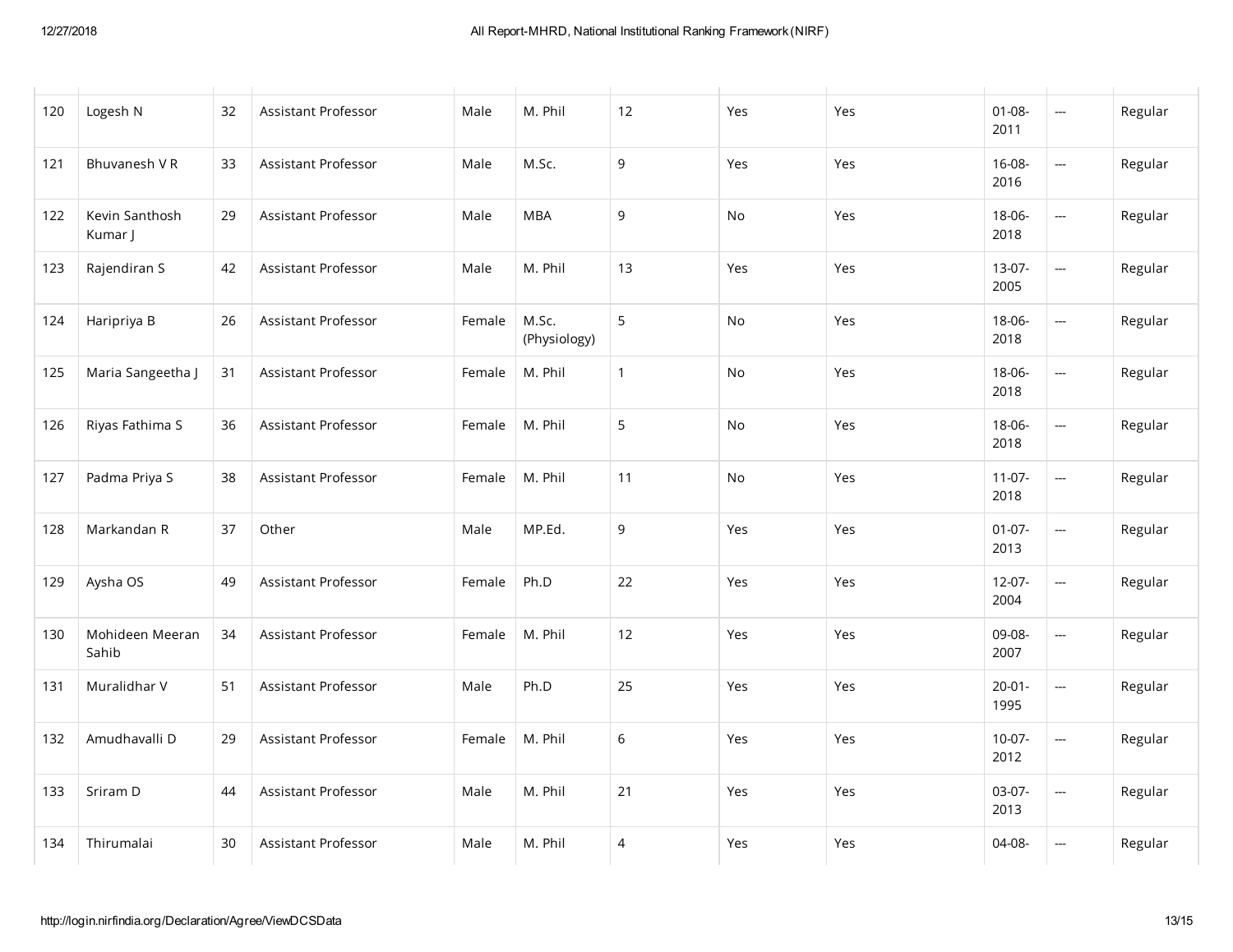| | | | | | | | | | | | |
|---|---|---|---|---|---|---|---|---|---|---|---|
| 120 | Logesh N | 32 | Assistant Professor | Male | M. Phil | 12 | Yes | Yes | 01-08-2011 | --- | Regular |
| 121 | Bhuvanesh V R | 33 | Assistant Professor | Male | M.Sc. | 9 | Yes | Yes | 16-08-2016 | --- | Regular |
| 122 | Kevin Santhosh Kumar J | 29 | Assistant Professor | Male | MBA | 9 | No | Yes | 18-06-2018 | --- | Regular |
| 123 | Rajendiran S | 42 | Assistant Professor | Male | M. Phil | 13 | Yes | Yes | 13-07-2005 | --- | Regular |
| 124 | Haripriya B | 26 | Assistant Professor | Female | M.Sc. (Physiology) | 5 | No | Yes | 18-06-2018 | --- | Regular |
| 125 | Maria Sangeetha J | 31 | Assistant Professor | Female | M. Phil | 1 | No | Yes | 18-06-2018 | --- | Regular |
| 126 | Riyas Fathima S | 36 | Assistant Professor | Female | M. Phil | 5 | No | Yes | 18-06-2018 | --- | Regular |
| 127 | Padma Priya S | 38 | Assistant Professor | Female | M. Phil | 11 | No | Yes | 11-07-2018 | --- | Regular |
| 128 | Markandan R | 37 | Other | Male | MP.Ed. | 9 | Yes | Yes | 01-07-2013 | --- | Regular |
| 129 | Aysha OS | 49 | Assistant Professor | Female | Ph.D | 22 | Yes | Yes | 12-07-2004 | --- | Regular |
| 130 | Mohideen Meeran Sahib | 34 | Assistant Professor | Female | M. Phil | 12 | Yes | Yes | 09-08-2007 | --- | Regular |
| 131 | Muralidhar V | 51 | Assistant Professor | Male | Ph.D | 25 | Yes | Yes | 20-01-1995 | --- | Regular |
| 132 | Amudhavalli D | 29 | Assistant Professor | Female | M. Phil | 6 | Yes | Yes | 10-07-2012 | --- | Regular |
| 133 | Sriram D | 44 | Assistant Professor | Male | M. Phil | 21 | Yes | Yes | 03-07-2013 | --- | Regular |
| 134 | Thirumalai | 30 | Assistant Professor | Male | M. Phil | 4 | Yes | Yes | 04-08- | --- | Regular |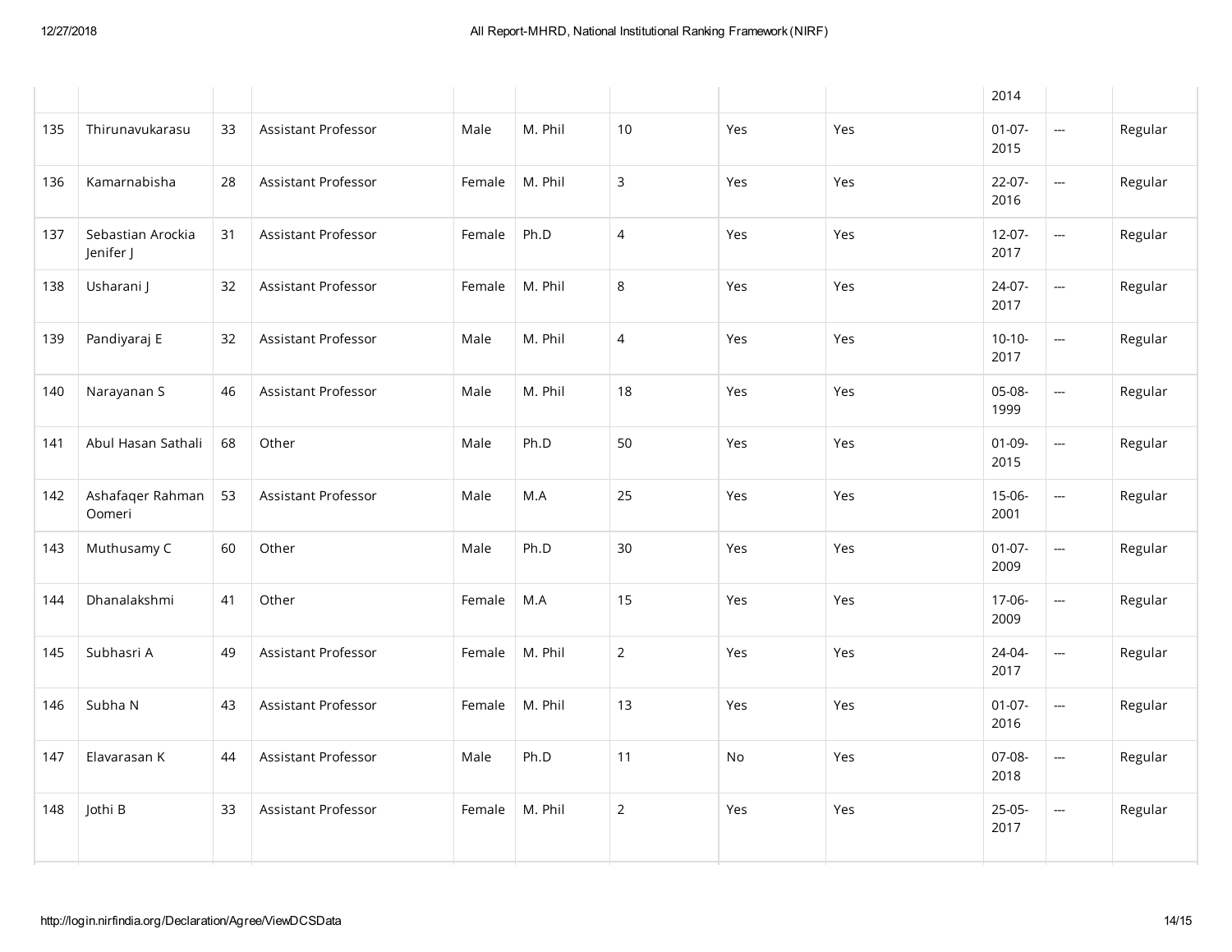| | | | | | | | | | 2014 | | |
|---|---|---|---|---|---|---|---|---|---|---|---|
| 135 | Thirunavukarasu | 33 | Assistant Professor | Male | M. Phil | 10 | Yes | Yes | 01-07-2015 | --- | Regular |
| 136 | Kamarnabisha | 28 | Assistant Professor | Female | M. Phil | 3 | Yes | Yes | 22-07-2016 | --- | Regular |
| 137 | Sebastian Arockia Jenifer J | 31 | Assistant Professor | Female | Ph.D | 4 | Yes | Yes | 12-07-2017 | --- | Regular |
| 138 | Usharani J | 32 | Assistant Professor | Female | M. Phil | 8 | Yes | Yes | 24-07-2017 | --- | Regular |
| 139 | Pandiyaraj E | 32 | Assistant Professor | Male | M. Phil | 4 | Yes | Yes | 10-10-2017 | --- | Regular |
| 140 | Narayanan S | 46 | Assistant Professor | Male | M. Phil | 18 | Yes | Yes | 05-08-1999 | --- | Regular |
| 141 | Abul Hasan Sathali | 68 | Other | Male | Ph.D | 50 | Yes | Yes | 01-09-2015 | --- | Regular |
| 142 | Ashafaqer Rahman Oomeri | 53 | Assistant Professor | Male | M.A | 25 | Yes | Yes | 15-06-2001 | --- | Regular |
| 143 | Muthusamy C | 60 | Other | Male | Ph.D | 30 | Yes | Yes | 01-07-2009 | --- | Regular |
| 144 | Dhanalakshmi | 41 | Other | Female | M.A | 15 | Yes | Yes | 17-06-2009 | --- | Regular |
| 145 | Subhasri A | 49 | Assistant Professor | Female | M. Phil | 2 | Yes | Yes | 24-04-2017 | --- | Regular |
| 146 | Subha N | 43 | Assistant Professor | Female | M. Phil | 13 | Yes | Yes | 01-07-2016 | --- | Regular |
| 147 | Elavarasan K | 44 | Assistant Professor | Male | Ph.D | 11 | No | Yes | 07-08-2018 | --- | Regular |
| 148 | Jothi B | 33 | Assistant Professor | Female | M. Phil | 2 | Yes | Yes | 25-05-2017 | --- | Regular |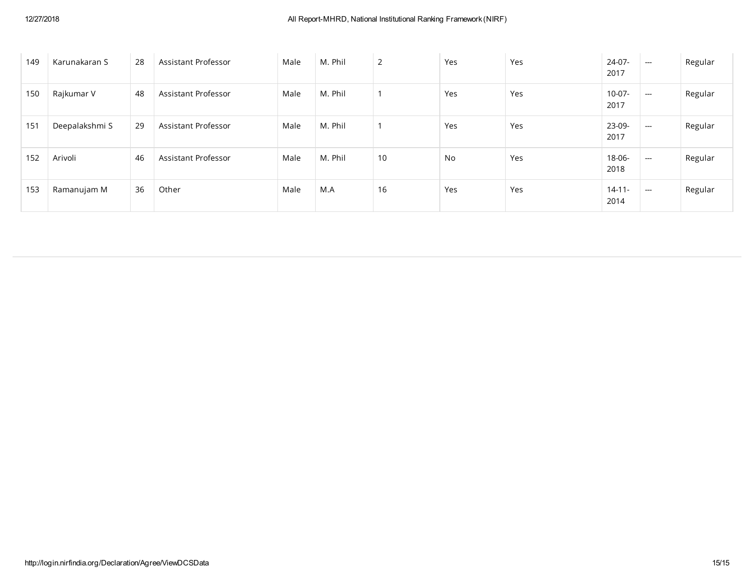| | | | | | | | | | | | |
|---|---|---|---|---|---|---|---|---|---|---|---|
| 149 | Karunakaran S | 28 | Assistant Professor | Male | M. Phil | 2 | Yes | Yes | 24-07-2017 | --- | Regular |
| 150 | Rajkumar V | 48 | Assistant Professor | Male | M. Phil | 1 | Yes | Yes | 10-07-2017 | --- | Regular |
| 151 | Deepalakshmi S | 29 | Assistant Professor | Male | M. Phil | 1 | Yes | Yes | 23-09-2017 | --- | Regular |
| 152 | Arivoli | 46 | Assistant Professor | Male | M. Phil | 10 | No | Yes | 18-06-2018 | --- | Regular |
| 153 | Ramanujam M | 36 | Other | Male | M.A | 16 | Yes | Yes | 14-11-2014 | --- | Regular |